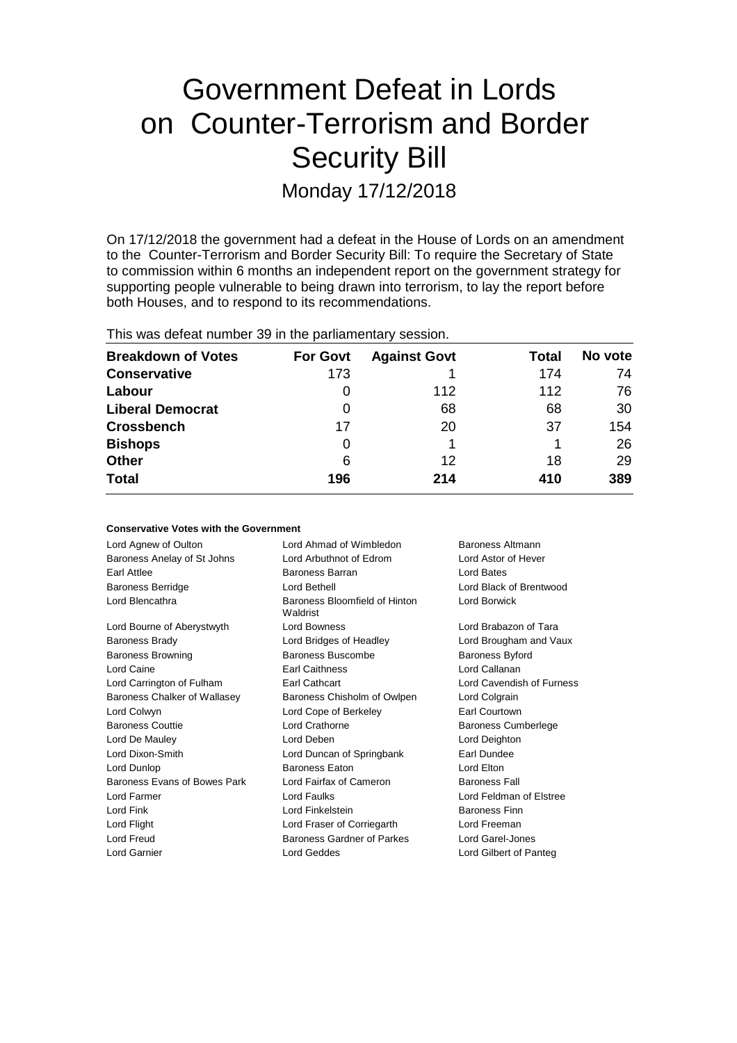# Government Defeat in Lords on Counter-Terrorism and Border Security Bill

Monday 17/12/2018

On 17/12/2018 the government had a defeat in the House of Lords on an amendment to the Counter-Terrorism and Border Security Bill: To require the Secretary of State to commission within 6 months an independent report on the government strategy for supporting people vulnerable to being drawn into terrorism, to lay the report before both Houses, and to respond to its recommendations.

This was defeat number 39 in the parliamentary session.

| Breakdown of Votes | For Govt | Against Govt | Total | No vote |
|---|---|---|---|---|
| **Conservative** | 173 | 1 | 174 | 74 |
| **Labour** | 0 | 112 | 112 | 76 |
| **Liberal Democrat** | 0 | 68 | 68 | 30 |
| **Crossbench** | 17 | 20 | 37 | 154 |
| **Bishops** | 0 | 1 | 1 | 26 |
| **Other** | 6 | 12 | 18 | 29 |
| **Total** | 196 | 214 | 410 | 389 |

#### Conservative Votes with the Government

| | | |
|---|---|---|
| Lord Agnew of Oulton | Lord Ahmad of Wimbledon | Baroness Altmann |
| Baroness Anelay of St Johns | Lord Arbuthnot of Edrom | Lord Astor of Hever |
| Earl Attlee | Baroness Barran | Lord Bates |
| Baroness Berridge | Lord Bethell | Lord Black of Brentwood |
| Lord Blencathra | Baroness Bloomfield of Hinton Waldrist | Lord Borwick |
| Lord Bourne of Aberystwyth | Lord Bowness | Lord Brabazon of Tara |
| Baroness Brady | Lord Bridges of Headley | Lord Brougham and Vaux |
| Baroness Browning | Baroness Buscombe | Baroness Byford |
| Lord Caine | Earl Caithness | Lord Callanan |
| Lord Carrington of Fulham | Earl Cathcart | Lord Cavendish of Furness |
| Baroness Chalker of Wallasey | Baroness Chisholm of Owlpen | Lord Colgrain |
| Lord Colwyn | Lord Cope of Berkeley | Earl Courtown |
| Baroness Couttie | Lord Crathorne | Baroness Cumberlege |
| Lord De Mauley | Lord Deben | Lord Deighton |
| Lord Dixon-Smith | Lord Duncan of Springbank | Earl Dundee |
| Lord Dunlop | Baroness Eaton | Lord Elton |
| Baroness Evans of Bowes Park | Lord Fairfax of Cameron | Baroness Fall |
| Lord Farmer | Lord Faulks | Lord Feldman of Elstree |
| Lord Fink | Lord Finkelstein | Baroness Finn |
| Lord Flight | Lord Fraser of Corriegarth | Lord Freeman |
| Lord Freud | Baroness Gardner of Parkes | Lord Garel-Jones |
| Lord Garnier | Lord Geddes | Lord Gilbert of Panteg |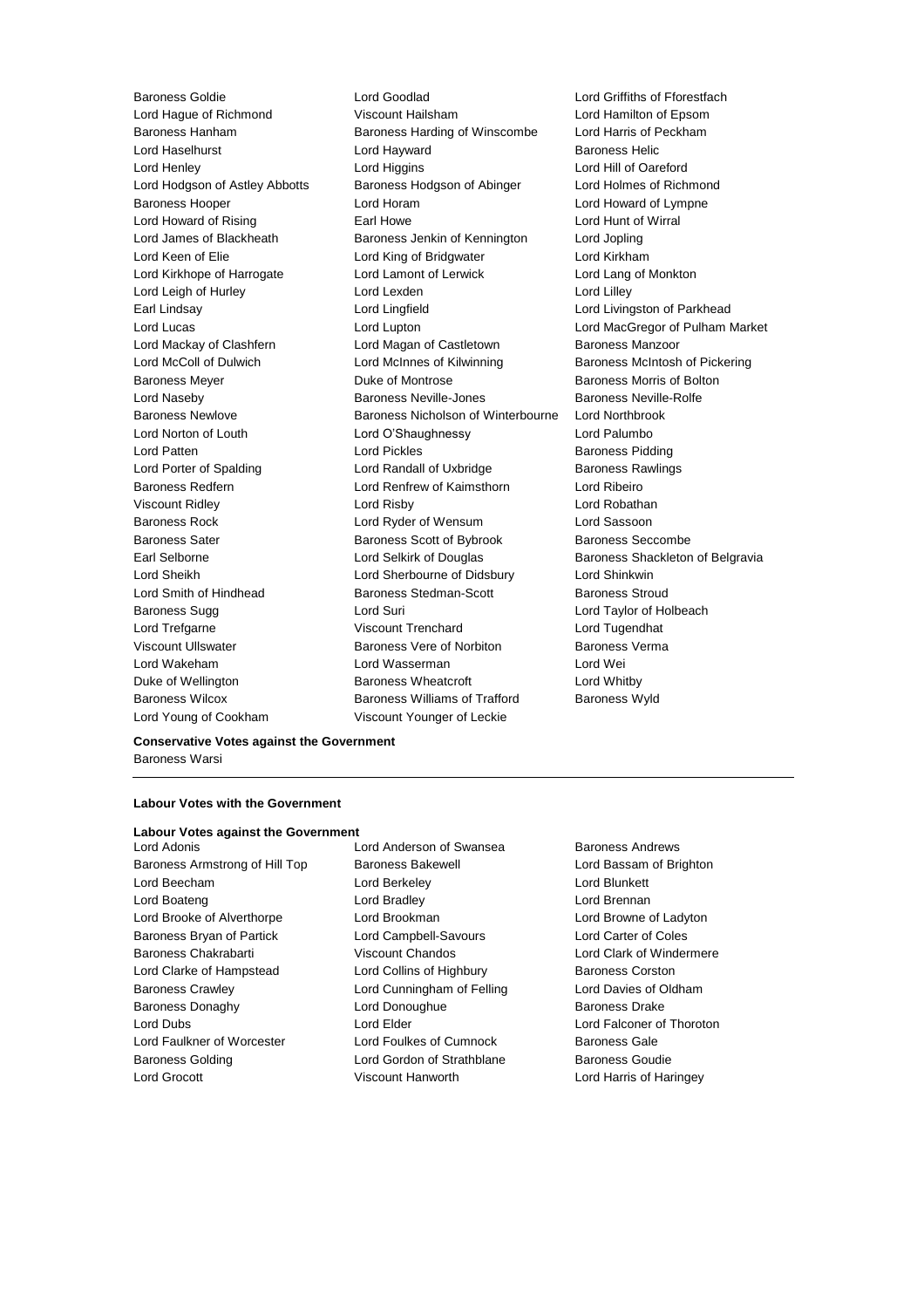Baroness Goldie, Lord Goodlad, Lord Griffiths of Fforestfach, Lord Hague of Richmond, Viscount Hailsham, Lord Hamilton of Epsom, Baroness Hanham, Baroness Harding of Winscombe, Lord Harris of Peckham, Lord Haselhurst, Lord Hayward, Baroness Helic, Lord Henley, Lord Higgins, Lord Hill of Oareford, Lord Hodgson of Astley Abbotts, Baroness Hodgson of Abinger, Lord Holmes of Richmond, Baroness Hooper, Lord Horam, Lord Howard of Lympne, Lord Howard of Rising, Earl Howe, Lord Hunt of Wirral, Lord James of Blackheath, Baroness Jenkin of Kennington, Lord Jopling, Lord Keen of Elie, Lord King of Bridgwater, Lord Kirkham, Lord Kirkhope of Harrogate, Lord Lamont of Lerwick, Lord Lang of Monkton, Lord Leigh of Hurley, Lord Lexden, Lord Lilley, Earl Lindsay, Lord Lingfield, Lord Livingston of Parkhead, Lord Lucas, Lord Lupton, Lord MacGregor of Pulham Market, Lord Mackay of Clashfern, Lord Magan of Castletown, Baroness Manzoor, Lord McColl of Dulwich, Lord McInnes of Kilwinning, Baroness McIntosh of Pickering, Baroness Meyer, Duke of Montrose, Baroness Morris of Bolton, Lord Naseby, Baroness Neville-Jones, Baroness Neville-Rolfe, Baroness Newlove, Baroness Nicholson of Winterbourne, Lord Northbrook, Lord Norton of Louth, Lord O'Shaughnessy, Lord Palumbo, Lord Patten, Lord Pickles, Baroness Pidding, Lord Porter of Spalding, Lord Randall of Uxbridge, Baroness Rawlings, Baroness Redfern, Lord Renfrew of Kaimsthorn, Lord Ribeiro, Viscount Ridley, Lord Risby, Lord Robathan, Baroness Rock, Lord Ryder of Wensum, Lord Sassoon, Baroness Sater, Baroness Scott of Bybrook, Baroness Seccombe, Earl Selborne, Lord Selkirk of Douglas, Baroness Shackleton of Belgravia, Lord Sheikh, Lord Sherbourne of Didsbury, Lord Shinkwin, Lord Smith of Hindhead, Baroness Stedman-Scott, Baroness Stroud, Baroness Sugg, Lord Suri, Lord Taylor of Holbeach, Lord Trefgarne, Viscount Trenchard, Lord Tugendhat, Viscount Ullswater, Baroness Vere of Norbiton, Baroness Verma, Lord Wakeham, Lord Wasserman, Lord Wei, Duke of Wellington, Baroness Wheatcroft, Lord Whitby, Baroness Wilcox, Baroness Williams of Trafford, Baroness Wyld, Lord Young of Cookham, Viscount Younger of Leckie

**Conservative Votes against the Government**

Baroness Warsi

---

**Labour Votes with the Government**

**Labour Votes against the Government**

Lord Adonis, Lord Anderson of Swansea, Baroness Andrews, Baroness Armstrong of Hill Top, Baroness Bakewell, Lord Bassam of Brighton, Lord Beecham, Lord Berkeley, Lord Blunkett, Lord Boateng, Lord Bradley, Lord Brennan, Lord Brooke of Alverthorpe, Lord Brookman, Lord Browne of Ladyton, Baroness Bryan of Partick, Lord Campbell-Savours, Lord Carter of Coles, Baroness Chakrabarti, Viscount Chandos, Lord Clark of Windermere, Lord Clarke of Hampstead, Lord Collins of Highbury, Baroness Corston, Baroness Crawley, Lord Cunningham of Felling, Lord Davies of Oldham, Baroness Donaghy, Lord Donoughue, Baroness Drake, Lord Dubs, Lord Elder, Lord Falconer of Thoroton, Lord Faulkner of Worcester, Lord Foulkes of Cumnock, Baroness Gale, Baroness Golding, Lord Gordon of Strathblane, Baroness Goudie, Lord Grocott, Viscount Hanworth, Lord Harris of Haringey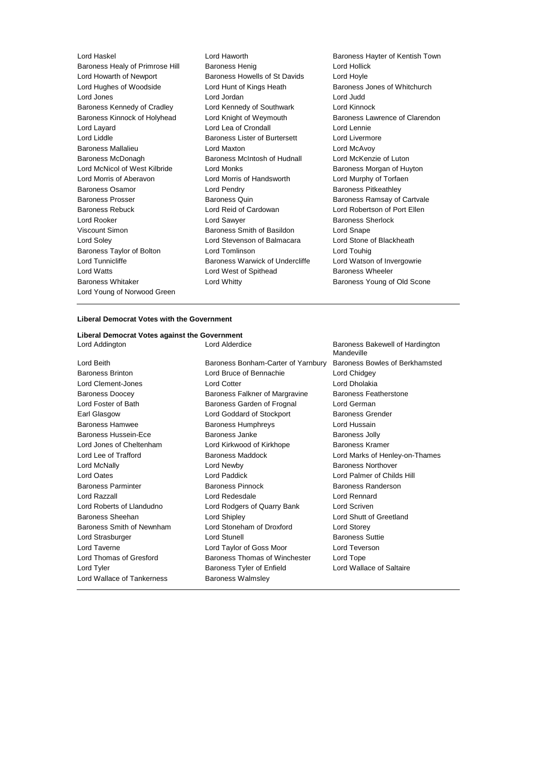Lord Haskel
Lord Haworth
Baroness Hayter of Kentish Town
Baroness Healy of Primrose Hill
Baroness Henig
Lord Hollick
Lord Howarth of Newport
Baroness Howells of St Davids
Lord Hoyle
Lord Hughes of Woodside
Lord Hunt of Kings Heath
Baroness Jones of Whitchurch
Lord Jones
Lord Jordan
Lord Judd
Baroness Kennedy of Cradley
Lord Kennedy of Southwark
Lord Kinnock
Baroness Kinnock of Holyhead
Lord Knight of Weymouth
Baroness Lawrence of Clarendon
Lord Layard
Lord Lea of Crondall
Lord Lennie
Lord Liddle
Baroness Lister of Burtersett
Lord Livermore
Baroness Mallalieu
Lord Maxton
Lord McAvoy
Baroness McDonagh
Baroness McIntosh of Hudnall
Lord McKenzie of Luton
Lord McNicol of West Kilbride
Lord Monks
Baroness Morgan of Huyton
Lord Morris of Aberavon
Lord Morris of Handsworth
Lord Murphy of Torfaen
Baroness Osamor
Lord Pendry
Baroness Pitkeathley
Baroness Prosser
Baroness Quin
Baroness Ramsay of Cartvale
Baroness Rebuck
Lord Reid of Cardowan
Lord Robertson of Port Ellen
Lord Rooker
Lord Sawyer
Baroness Sherlock
Viscount Simon
Baroness Smith of Basildon
Lord Snape
Lord Soley
Lord Stevenson of Balmacara
Lord Stone of Blackheath
Baroness Taylor of Bolton
Lord Tomlinson
Lord Touhig
Lord Tunnicliffe
Baroness Warwick of Undercliffe
Lord Watson of Invergowrie
Lord Watts
Lord West of Spithead
Baroness Wheeler
Baroness Whitaker
Lord Whitty
Baroness Young of Old Scone
Lord Young of Norwood Green

---

**Liberal Democrat Votes with the Government**

**Liberal Democrat Votes against the Government**

Lord Addington
Lord Alderdice
Baroness Bakewell of Hardington Mandeville
Lord Beith
Baroness Bonham-Carter of Yarnbury
Baroness Bowles of Berkhamsted
Baroness Brinton
Lord Bruce of Bennachie
Lord Chidgey
Lord Clement-Jones
Lord Cotter
Lord Dholakia
Baroness Doocey
Baroness Falkner of Margravine
Baroness Featherstone
Lord Foster of Bath
Baroness Garden of Frognal
Lord German
Earl Glasgow
Lord Goddard of Stockport
Baroness Grender
Baroness Hamwee
Baroness Humphreys
Lord Hussain
Baroness Hussein-Ece
Baroness Janke
Baroness Jolly
Lord Jones of Cheltenham
Lord Kirkwood of Kirkhope
Baroness Kramer
Lord Lee of Trafford
Baroness Maddock
Lord Marks of Henley-on-Thames
Lord McNally
Lord Newby
Baroness Northover
Lord Oates
Lord Paddick
Lord Palmer of Childs Hill
Baroness Parminter
Baroness Pinnock
Baroness Randerson
Lord Razzall
Lord Redesdale
Lord Rennard
Lord Roberts of Llandudno
Lord Rodgers of Quarry Bank
Lord Scriven
Baroness Sheehan
Lord Shipley
Lord Shutt of Greetland
Baroness Smith of Newnham
Lord Stoneham of Droxford
Lord Storey
Lord Strasburger
Lord Stunell
Baroness Suttie
Lord Taverne
Lord Taylor of Goss Moor
Lord Teverson
Lord Thomas of Gresford
Baroness Thomas of Winchester
Lord Tope
Lord Tyler
Baroness Tyler of Enfield
Lord Wallace of Saltaire
Lord Wallace of Tankerness
Baroness Walmsley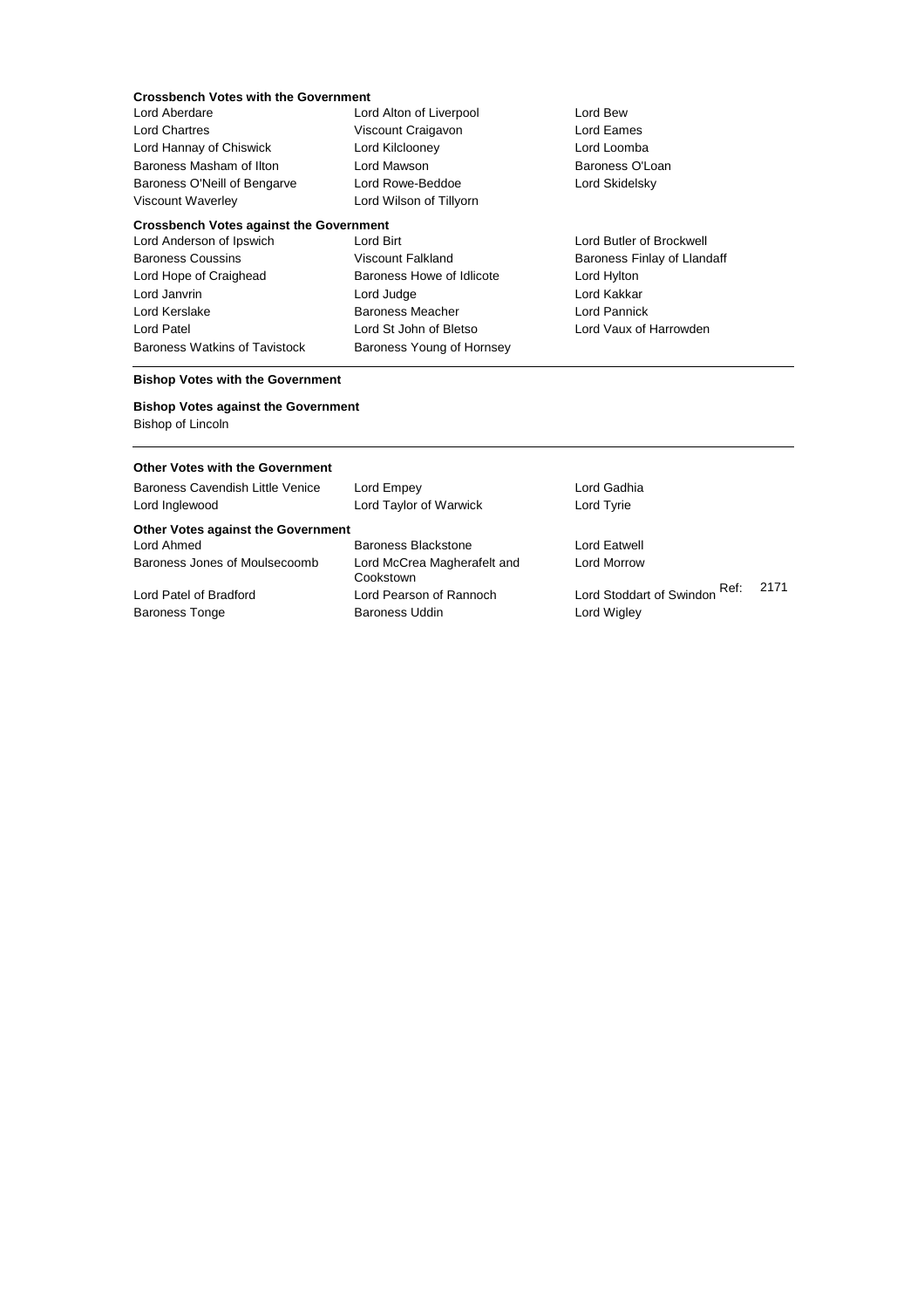**Crossbench Votes with the Government**

| | | |
|---|---|---|
| Lord Aberdare | Lord Alton of Liverpool | Lord Bew |
| Lord Chartres | Viscount Craigavon | Lord Eames |
| Lord Hannay of Chiswick | Lord Kilclooney | Lord Loomba |
| Baroness Masham of Ilton | Lord Mawson | Baroness O'Loan |
| Baroness O'Neill of Bengarve | Lord Rowe-Beddoe | Lord Skidelsky |
| Viscount Waverley | Lord Wilson of Tillyorn | |

**Crossbench Votes against the Government**

| | | |
|---|---|---|
| Lord Anderson of Ipswich | Lord Birt | Lord Butler of Brockwell |
| Baroness Coussins | Viscount Falkland | Baroness Finlay of Llandaff |
| Lord Hope of Craighead | Baroness Howe of Idlicote | Lord Hylton |
| Lord Janvrin | Lord Judge | Lord Kakkar |
| Lord Kerslake | Baroness Meacher | Lord Pannick |
| Lord Patel | Lord St John of Bletso | Lord Vaux of Harrowden |
| Baroness Watkins of Tavistock | Baroness Young of Hornsey | |

---

**Bishop Votes with the Government**

**Bishop Votes against the Government**

Bishop of Lincoln

---

**Other Votes with the Government**

| | | |
|---|---|---|
| Baroness Cavendish Little Venice | Lord Empey | Lord Gadhia |
| Lord Inglewood | Lord Taylor of Warwick | Lord Tyrie |

**Other Votes against the Government**

| | | |
|---|---|---|
| Lord Ahmed | Baroness Blackstone | Lord Eatwell |
| Baroness Jones of Moulsecoomb | Lord McCrea Magherafelt and Cookstown | Lord Morrow |
| Lord Patel of Bradford | Lord Pearson of Rannoch | Lord Stoddart of Swindon |
| Baroness Tonge | Baroness Uddin | Lord Wigley |

Ref: 2171